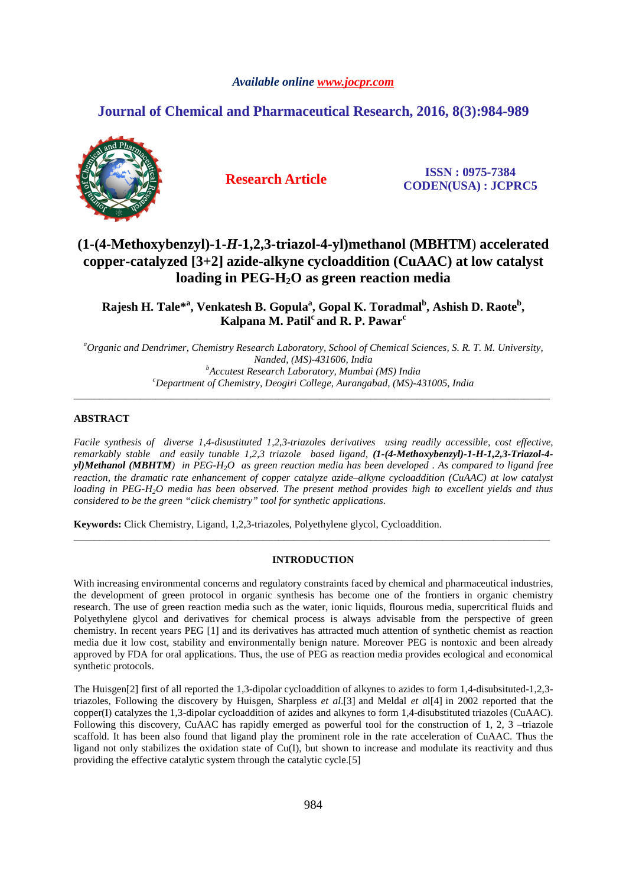*Available online www.jocpr.com*

**Research Article**

**ISSN : 0975-7384**
**CODEN(USA) : JCPRC5**

# (1-(4-Methoxybenzyl)-1-*H*-1,2,3-triazol-4-yl)methanol (MBHTM) accelerated copper-catalyzed [3+2] azide-alkyne cycloaddition (CuAAC) at low catalyst loading in PEG-$H_2O$ as green reaction media

**Rajesh H. Tale*[a], Venkatesh B. Gopula[a], Gopal K. Toradmal[b], Ashish D. Raote[b], Kalpana M. Patil[c] and R. P. Pawar[c]**

[a]*Organic and Dendrimer, Chemistry Research Laboratory, School of Chemical Sciences, S. R. T. M. University, Nanded, (MS)-431606, India*
[b]*Accutest Research Laboratory, Mumbai (MS) India*
[c]*Department of Chemistry, Deogiri College, Aurangabad, (MS)-431005, India*

---

## ABSTRACT

*Facile synthesis of diverse 1,4-disustituted 1,2,3-triazoles derivatives using readily accessible, cost effective, remarkably stable and easily tunable 1,2,3 triazole based ligand,* ***(1-(4-Methoxybenzyl)-1-H-1,2,3-Triazol-4-yl)Methanol (MBHTM)*** *in PEG-$H_2O$ as green reaction media has been developed . As compared to ligand free reaction, the dramatic rate enhancement of copper catalyze azide–alkyne cycloaddition (CuAAC) at low catalyst loading in PEG-$H_2O$ media has been observed. The present method provides high to excellent yields and thus considered to be the green "click chemistry" tool for synthetic applications.*

**Keywords:** Click Chemistry, Ligand, 1,2,3-triazoles, Polyethylene glycol, Cycloaddition.

---

## INTRODUCTION

With increasing environmental concerns and regulatory constraints faced by chemical and pharmaceutical industries, the development of green protocol in organic synthesis has become one of the frontiers in organic chemistry research. The use of green reaction media such as the water, ionic liquids, flourous media, supercritical fluids and Polyethylene glycol and derivatives for chemical process is always advisable from the perspective of green chemistry. In recent years PEG [1] and its derivatives has attracted much attention of synthetic chemist as reaction media due it low cost, stability and environmentally benign nature. Moreover PEG is nontoxic and been already approved by FDA for oral applications. Thus, the use of PEG as reaction media provides ecological and economical synthetic protocols.

The Huisgen[2] first of all reported the 1,3-dipolar cycloaddition of alkynes to azides to form 1,4-disubsituted-1,2,3-triazoles, Following the discovery by Huisgen, Sharpless *et al*.[3] and Meldal *et a*l[4] in 2002 reported that the copper(I) catalyzes the 1,3-dipolar cycloaddition of azides and alkynes to form 1,4-disubstituted triazoles (CuAAC). Following this discovery, CuAAC has rapidly emerged as powerful tool for the construction of 1, 2, 3 –triazole scaffold. It has been also found that ligand play the prominent role in the rate acceleration of CuAAC. Thus the ligand not only stabilizes the oxidation state of Cu(I), but shown to increase and modulate its reactivity and thus providing the effective catalytic system through the catalytic cycle.[5]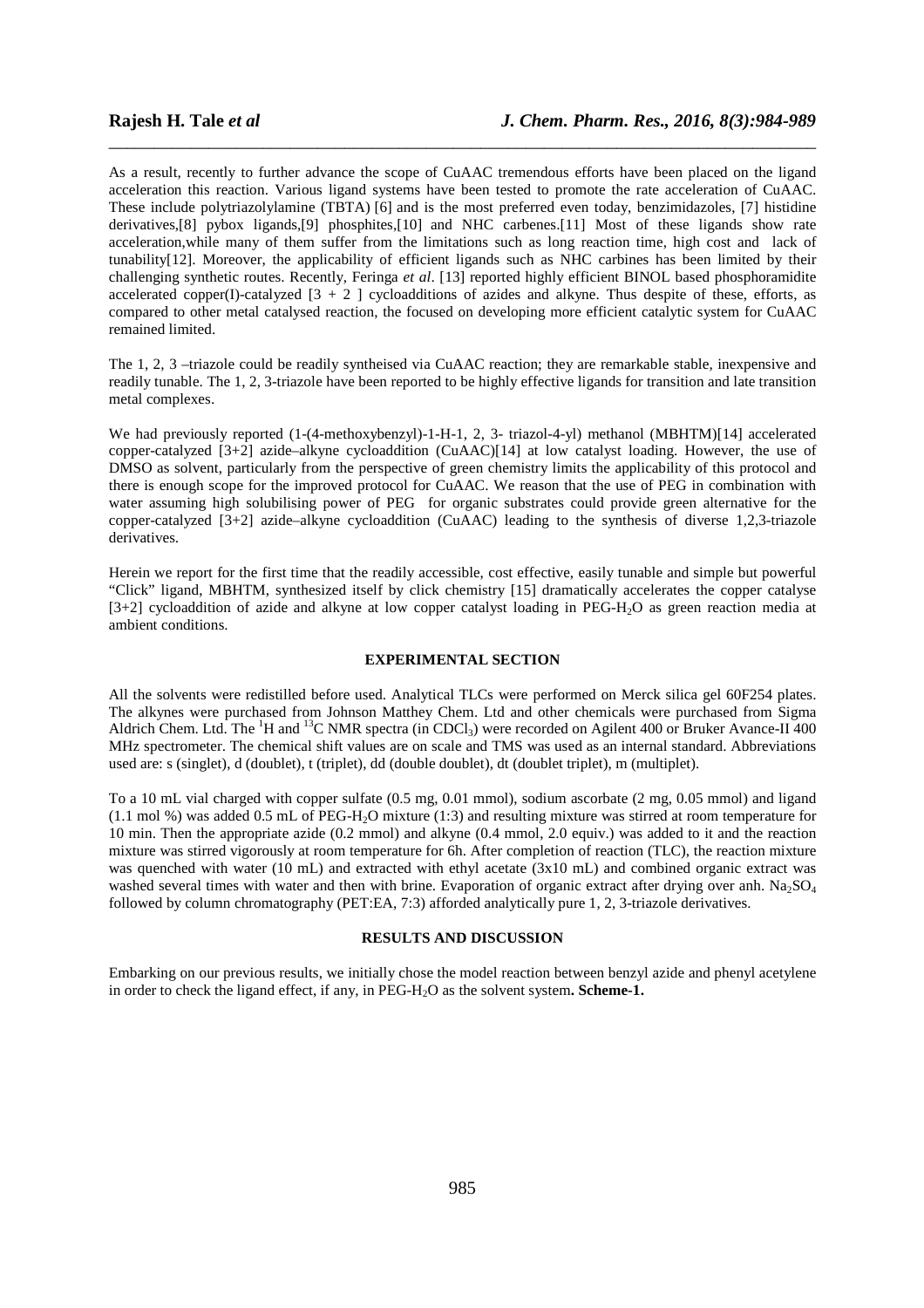As a result, recently to further advance the scope of CuAAC tremendous efforts have been placed on the ligand acceleration this reaction. Various ligand systems have been tested to promote the rate acceleration of CuAAC. These include polytriazolylamine (TBTA) [6] and is the most preferred even today, benzimidazoles, [7] histidine derivatives,[8] pybox ligands,[9] phosphites,[10] and NHC carbenes.[11] Most of these ligands show rate acceleration,while many of them suffer from the limitations such as long reaction time, high cost and lack of tunability[12]. Moreover, the applicability of efficient ligands such as NHC carbines has been limited by their challenging synthetic routes. Recently, Feringa *et al*. [13] reported highly efficient BINOL based phosphoramidite accelerated copper(I)-catalyzed [3 + 2 ] cycloadditions of azides and alkyne. Thus despite of these, efforts, as compared to other metal catalysed reaction, the focused on developing more efficient catalytic system for CuAAC remained limited.

The 1, 2, 3 –triazole could be readily syntheised via CuAAC reaction; they are remarkable stable, inexpensive and readily tunable. The 1, 2, 3-triazole have been reported to be highly effective ligands for transition and late transition metal complexes.

We had previously reported (1-(4-methoxybenzyl)-1-H-1, 2, 3- triazol-4-yl) methanol (MBHTM)[14] accelerated copper-catalyzed [3+2] azide–alkyne cycloaddition (CuAAC)[14] at low catalyst loading. However, the use of DMSO as solvent, particularly from the perspective of green chemistry limits the applicability of this protocol and there is enough scope for the improved protocol for CuAAC. We reason that the use of PEG in combination with water assuming high solubilising power of PEG for organic substrates could provide green alternative for the copper-catalyzed [3+2] azide–alkyne cycloaddition (CuAAC) leading to the synthesis of diverse 1,2,3-triazole derivatives.

Herein we report for the first time that the readily accessible, cost effective, easily tunable and simple but powerful "Click" ligand, MBHTM, synthesized itself by click chemistry [15] dramatically accelerates the copper catalyse [3+2] cycloaddition of azide and alkyne at low copper catalyst loading in PEG-$H_2O$ as green reaction media at ambient conditions.

## EXPERIMENTAL SECTION

All the solvents were redistilled before used. Analytical TLCs were performed on Merck silica gel 60F254 plates. The alkynes were purchased from Johnson Matthey Chem. Ltd and other chemicals were purchased from Sigma Aldrich Chem. Ltd. The $^{1}H$ and $^{13}C$ NMR spectra (in $CDCl_3$) were recorded on Agilent 400 or Bruker Avance-II 400 MHz spectrometer. The chemical shift values are on scale and TMS was used as an internal standard. Abbreviations used are: s (singlet), d (doublet), t (triplet), dd (double doublet), dt (doublet triplet), m (multiplet).

To a 10 mL vial charged with copper sulfate (0.5 mg, 0.01 mmol), sodium ascorbate (2 mg, 0.05 mmol) and ligand (1.1 mol %) was added 0.5 mL of PEG-$H_2O$ mixture (1:3) and resulting mixture was stirred at room temperature for 10 min. Then the appropriate azide (0.2 mmol) and alkyne (0.4 mmol, 2.0 equiv.) was added to it and the reaction mixture was stirred vigorously at room temperature for 6h. After completion of reaction (TLC), the reaction mixture was quenched with water (10 mL) and extracted with ethyl acetate (3x10 mL) and combined organic extract was washed several times with water and then with brine. Evaporation of organic extract after drying over anh. $Na_2SO_4$ followed by column chromatography (PET:EA, 7:3) afforded analytically pure 1, 2, 3-triazole derivatives.

## RESULTS AND DISCUSSION

Embarking on our previous results, we initially chose the model reaction between benzyl azide and phenyl acetylene in order to check the ligand effect, if any, in PEG-$H_2O$ as the solvent system**. Scheme-1.**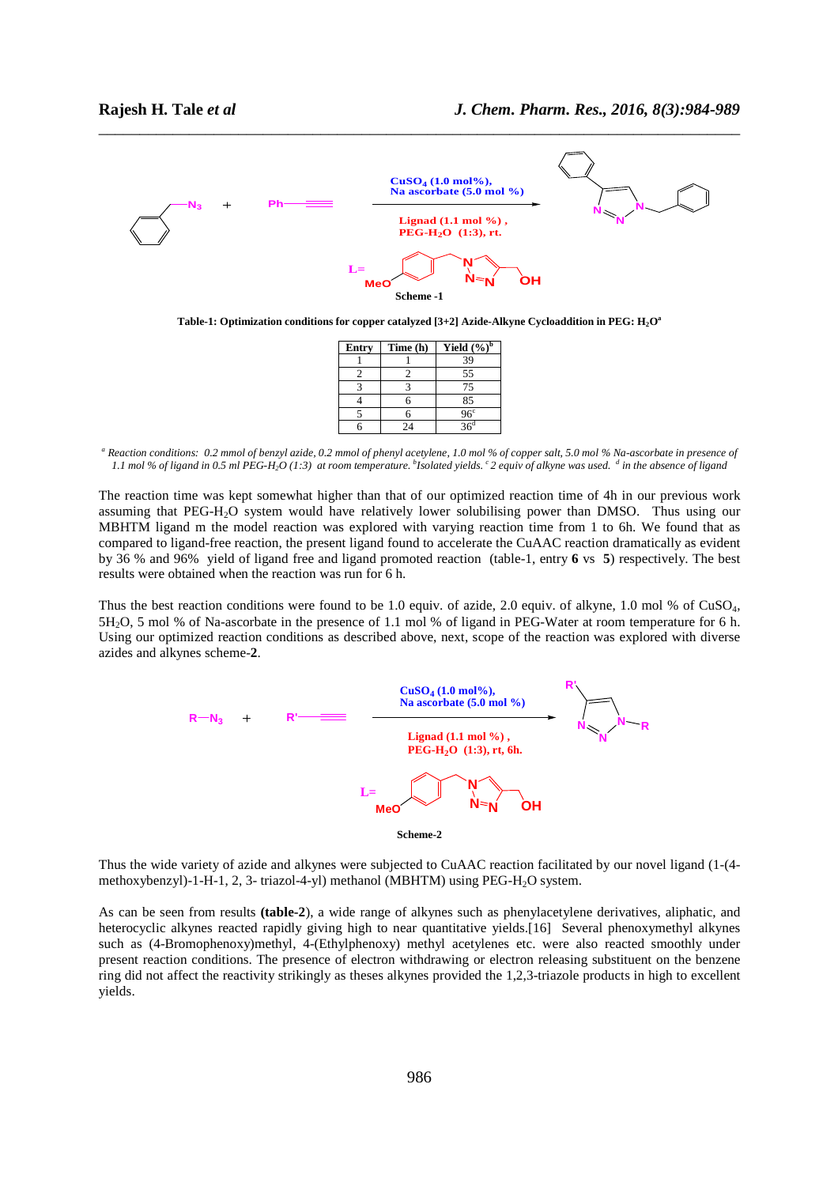CuSO$_4$ (1.0 mol%), Na ascorbate (5.0 mol %)

Lignad (1.1 mol %), PEG-H$_2$O (1:3), rt.

Scheme -1

**Table-1: Optimization conditions for copper catalyzed [3+2] Azide-Alkyne Cycloaddition in PEG: $H_2O^a$**

| Entry | Time (h) | Yield (%)[b] |
|---|---|---|
| 1 | 1 | 39 |
| 2 | 2 | 55 |
| 3 | 3 | 75 |
| 4 | 6 | 85 |
| 5 | 6 | 96[c] |
| 6 | 24 | 36[d] |

[a] *Reaction conditions: 0.2 mmol of benzyl azide, 0.2 mmol of phenyl acetylene, 1.0 mol % of copper salt, 5.0 mol % Na-ascorbate in presence of 1.1 mol % of ligand in 0.5 ml PEG-$H_2O$ (1:3) at room temperature.* [b]*Isolated yields.* [c] *2 equiv of alkyne was used.* [d] *in the absence of ligand*

The reaction time was kept somewhat higher than that of our optimized reaction time of 4h in our previous work assuming that PEG-$H_2O$ system would have relatively lower solubilising power than DMSO. Thus using our MBHTM ligand m the model reaction was explored with varying reaction time from 1 to 6h. We found that as compared to ligand-free reaction, the present ligand found to accelerate the CuAAC reaction dramatically as evident by 36 % and 96% yield of ligand free and ligand promoted reaction (table-1, entry **6** vs **5**) respectively. The best results were obtained when the reaction was run for 6 h.

Thus the best reaction conditions were found to be 1.0 equiv. of azide, 2.0 equiv. of alkyne, 1.0 mol % of $CuSO_4$, $5H_2O$, 5 mol % of Na-ascorbate in the presence of 1.1 mol % of ligand in PEG-Water at room temperature for 6 h. Using our optimized reaction conditions as described above, next, scope of the reaction was explored with diverse azides and alkynes scheme-**2**.

CuSO$_4$ (1.0 mol%), Na ascorbate (5.0 mol %)

Lignad (1.1 mol %), PEG-H$_2$O (1:3), rt, 6h.

Scheme-2

Thus the wide variety of azide and alkynes were subjected to CuAAC reaction facilitated by our novel ligand (1-(4-methoxybenzyl)-1-H-1, 2, 3- triazol-4-yl) methanol (MBHTM) using PEG-$H_2O$ system.

As can be seen from results **(table-2**), a wide range of alkynes such as phenylacetylene derivatives, aliphatic, and heterocyclic alkynes reacted rapidly giving high to near quantitative yields.[16] Several phenoxymethyl alkynes such as (4-Bromophenoxy)methyl, 4-(Ethylphenoxy) methyl acetylenes etc. were also reacted smoothly under present reaction conditions. The presence of electron withdrawing or electron releasing substituent on the benzene ring did not affect the reactivity strikingly as theses alkynes provided the 1,2,3-triazole products in high to excellent yields.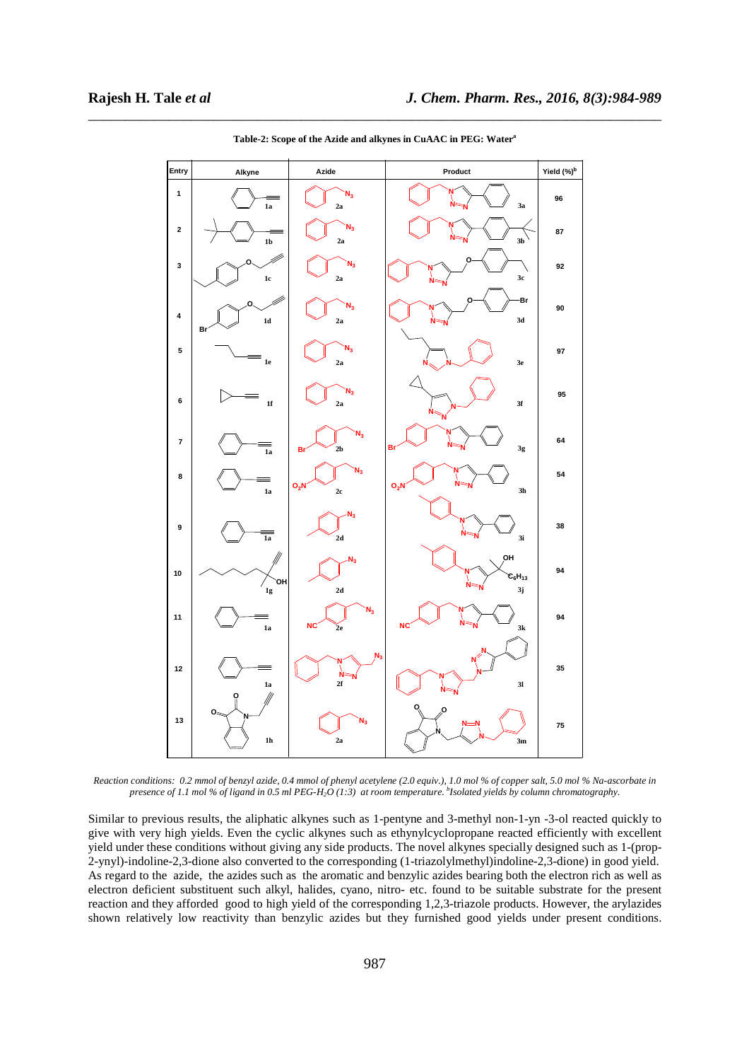**Table-2: Scope of the Azide and alkynes in CuAAC in PEG: Water[a]**

| Entry | Alkyne | Azide | Product | Yield (%)[b] |
|---|---|---|---|---|
| 1 | 1a | 2a | 3a | 96 |
| 2 | 1b | 2a | 3b | 87 |
| 3 | 1c | 2a | 3c | 92 |
| 4 | 1d | 2a | 3d | 90 |
| 5 | 1e | 2a | 3e | 97 |
| 6 | 1f | 2a | 3f | 95 |
| 7 | 1a | 2b | 3g | 64 |
| 8 | 1a | 2c | 3h | 54 |
| 9 | 1a | 2d | 3i | 38 |
| 10 | 1g | 2d | 3j | 94 |
| 11 | 1a | 2e | 3k | 94 |
| 12 | 1a | 2f | 3l | 35 |
| 13 | 1h | 2a | 3m | 75 |

*Reaction conditions: 0.2 mmol of benzyl azide, 0.4 mmol of phenyl acetylene (2.0 equiv.), 1.0 mol % of copper salt, 5.0 mol % Na-ascorbate in presence of 1.1 mol % of ligand in 0.5 ml PEG-$H_2O$ (1:3) at room temperature. [b]Isolated yields by column chromatography.*

Similar to previous results, the aliphatic alkynes such as 1-pentyne and 3-methyl non-1-yn -3-ol reacted quickly to give with very high yields. Even the cyclic alkynes such as ethynylcyclopropane reacted efficiently with excellent yield under these conditions without giving any side products. The novel alkynes specially designed such as 1-(prop-2-ynyl)-indoline-2,3-dione also converted to the corresponding (1-triazolylmethyl)indoline-2,3-dione) in good yield. As regard to the azide, the azides such as the aromatic and benzylic azides bearing both the electron rich as well as electron deficient substituent such alkyl, halides, cyano, nitro- etc. found to be suitable substrate for the present reaction and they afforded good to high yield of the corresponding 1,2,3-triazole products. However, the arylazides shown relatively low reactivity than benzylic azides but they furnished good yields under present conditions.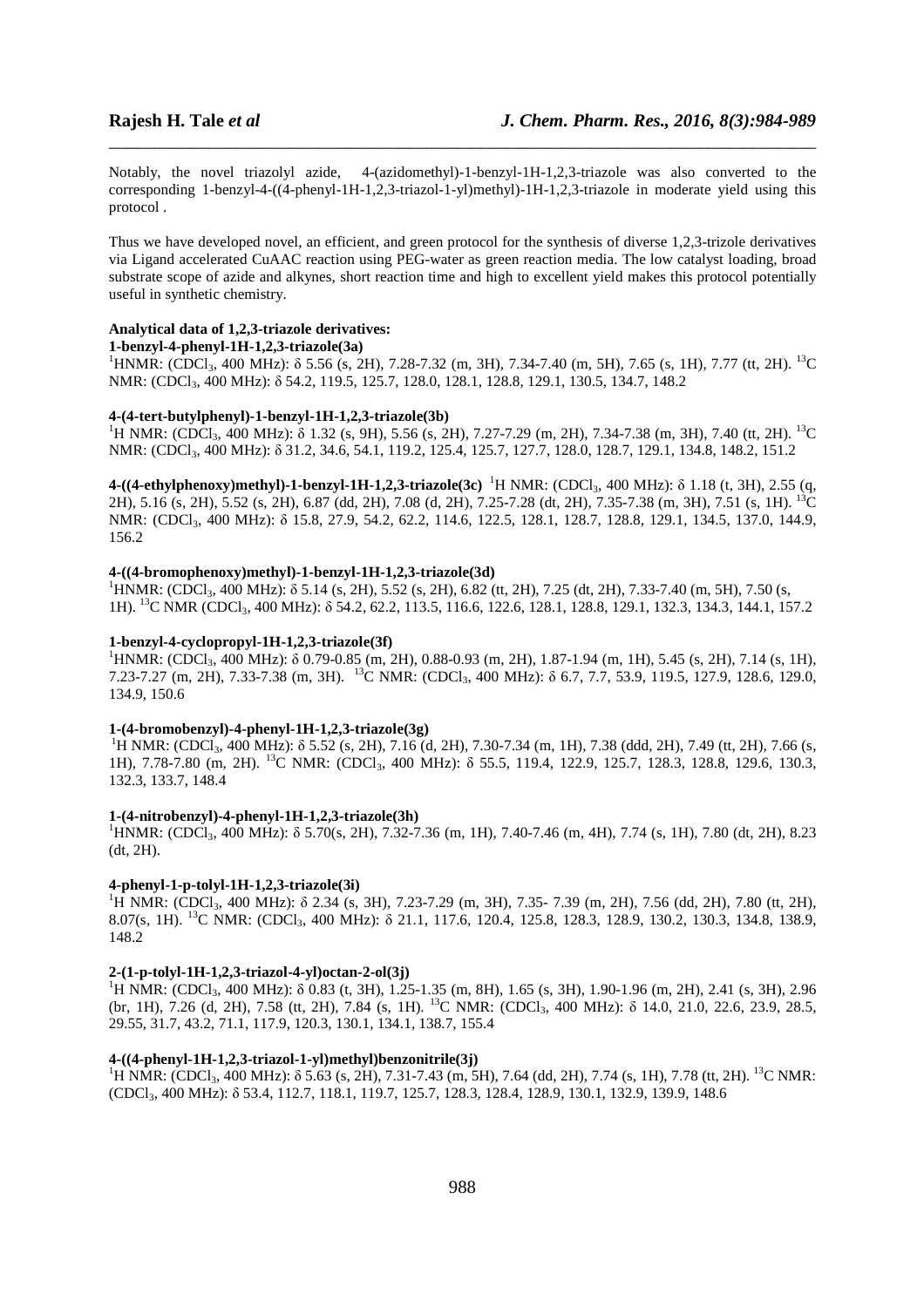Notably, the novel triazolyl azide, 4-(azidomethyl)-1-benzyl-1H-1,2,3-triazole was also converted to the corresponding 1-benzyl-4-((4-phenyl-1H-1,2,3-triazol-1-yl)methyl)-1H-1,2,3-triazole in moderate yield using this protocol .

Thus we have developed novel, an efficient, and green protocol for the synthesis of diverse 1,2,3-trizole derivatives via Ligand accelerated CuAAC reaction using PEG-water as green reaction media. The low catalyst loading, broad substrate scope of azide and alkynes, short reaction time and high to excellent yield makes this protocol potentially useful in synthetic chemistry.

**Analytical data of 1,2,3-triazole derivatives:**

**1-benzyl-4-phenyl-1H-1,2,3-triazole(3a)**

$^{1}$HNMR: ($CDCl_3$, 400 MHz): δ 5.56 (s, 2H), 7.28-7.32 (m, 3H), 7.34-7.40 (m, 5H), 7.65 (s, 1H), 7.77 (tt, 2H). $^{13}$C NMR: ($CDCl_3$, 400 MHz): δ 54.2, 119.5, 125.7, 128.0, 128.1, 128.8, 129.1, 130.5, 134.7, 148.2

**4-(4-tert-butylphenyl)-1-benzyl-1H-1,2,3-triazole(3b)**

$^{1}$H NMR: ($CDCl_3$, 400 MHz): δ 1.32 (s, 9H), 5.56 (s, 2H), 7.27-7.29 (m, 2H), 7.34-7.38 (m, 3H), 7.40 (tt, 2H). $^{13}$C NMR: ($CDCl_3$, 400 MHz): δ 31.2, 34.6, 54.1, 119.2, 125.4, 125.7, 127.7, 128.0, 128.7, 129.1, 134.8, 148.2, 151.2

**4-((4-ethylphenoxy)methyl)-1-benzyl-1H-1,2,3-triazole(3c)** $^{1}$H NMR: ($CDCl_3$, 400 MHz): δ 1.18 (t, 3H), 2.55 (q, 2H), 5.16 (s, 2H), 5.52 (s, 2H), 6.87 (dd, 2H), 7.08 (d, 2H), 7.25-7.28 (dt, 2H), 7.35-7.38 (m, 3H), 7.51 (s, 1H). $^{13}$C NMR: ($CDCl_3$, 400 MHz): δ 15.8, 27.9, 54.2, 62.2, 114.6, 122.5, 128.1, 128.7, 128.8, 129.1, 134.5, 137.0, 144.9, 156.2

**4-((4-bromophenoxy)methyl)-1-benzyl-1H-1,2,3-triazole(3d)**

$^{1}$HNMR: ($CDCl_3$, 400 MHz): δ 5.14 (s, 2H), 5.52 (s, 2H), 6.82 (tt, 2H), 7.25 (dt, 2H), 7.33-7.40 (m, 5H), 7.50 (s, 1H). $^{13}$C NMR ($CDCl_3$, 400 MHz): δ 54.2, 62.2, 113.5, 116.6, 122.6, 128.1, 128.8, 129.1, 132.3, 134.3, 144.1, 157.2

**1-benzyl-4-cyclopropyl-1H-1,2,3-triazole(3f)**

$^{1}$HNMR: ($CDCl_3$, 400 MHz): δ 0.79-0.85 (m, 2H), 0.88-0.93 (m, 2H), 1.87-1.94 (m, 1H), 5.45 (s, 2H), 7.14 (s, 1H), 7.23-7.27 (m, 2H), 7.33-7.38 (m, 3H). $^{13}$C NMR: ($CDCl_3$, 400 MHz): δ 6.7, 7.7, 53.9, 119.5, 127.9, 128.6, 129.0, 134.9, 150.6

**1-(4-bromobenzyl)-4-phenyl-1H-1,2,3-triazole(3g)**

$^{1}$H NMR: ($CDCl_3$, 400 MHz): δ 5.52 (s, 2H), 7.16 (d, 2H), 7.30-7.34 (m, 1H), 7.38 (ddd, 2H), 7.49 (tt, 2H), 7.66 (s, 1H), 7.78-7.80 (m, 2H). $^{13}$C NMR: ($CDCl_3$, 400 MHz): δ 55.5, 119.4, 122.9, 125.7, 128.3, 128.8, 129.6, 130.3, 132.3, 133.7, 148.4

**1-(4-nitrobenzyl)-4-phenyl-1H-1,2,3-triazole(3h)**

$^{1}$HNMR: ($CDCl_3$, 400 MHz): δ 5.70(s, 2H), 7.32-7.36 (m, 1H), 7.40-7.46 (m, 4H), 7.74 (s, 1H), 7.80 (dt, 2H), 8.23 (dt, 2H).

**4-phenyl-1-p-tolyl-1H-1,2,3-triazole(3i)**

$^{1}$H NMR: ($CDCl_3$, 400 MHz): δ 2.34 (s, 3H), 7.23-7.29 (m, 3H), 7.35- 7.39 (m, 2H), 7.56 (dd, 2H), 7.80 (tt, 2H), 8.07(s, 1H). $^{13}$C NMR: ($CDCl_3$, 400 MHz): δ 21.1, 117.6, 120.4, 125.8, 128.3, 128.9, 130.2, 130.3, 134.8, 138.9, 148.2

**2-(1-p-tolyl-1H-1,2,3-triazol-4-yl)octan-2-ol(3j)**

$^{1}$H NMR: ($CDCl_3$, 400 MHz): δ 0.83 (t, 3H), 1.25-1.35 (m, 8H), 1.65 (s, 3H), 1.90-1.96 (m, 2H), 2.41 (s, 3H), 2.96 (br, 1H), 7.26 (d, 2H), 7.58 (tt, 2H), 7.84 (s, 1H). $^{13}$C NMR: ($CDCl_3$, 400 MHz): δ 14.0, 21.0, 22.6, 23.9, 28.5, 29.55, 31.7, 43.2, 71.1, 117.9, 120.3, 130.1, 134.1, 138.7, 155.4

**4-((4-phenyl-1H-1,2,3-triazol-1-yl)methyl)benzonitrile(3j)**

$^{1}$H NMR: ($CDCl_3$, 400 MHz): δ 5.63 (s, 2H), 7.31-7.43 (m, 5H), 7.64 (dd, 2H), 7.74 (s, 1H), 7.78 (tt, 2H). $^{13}$C NMR: ($CDCl_3$, 400 MHz): δ 53.4, 112.7, 118.1, 119.7, 125.7, 128.3, 128.4, 128.9, 130.1, 132.9, 139.9, 148.6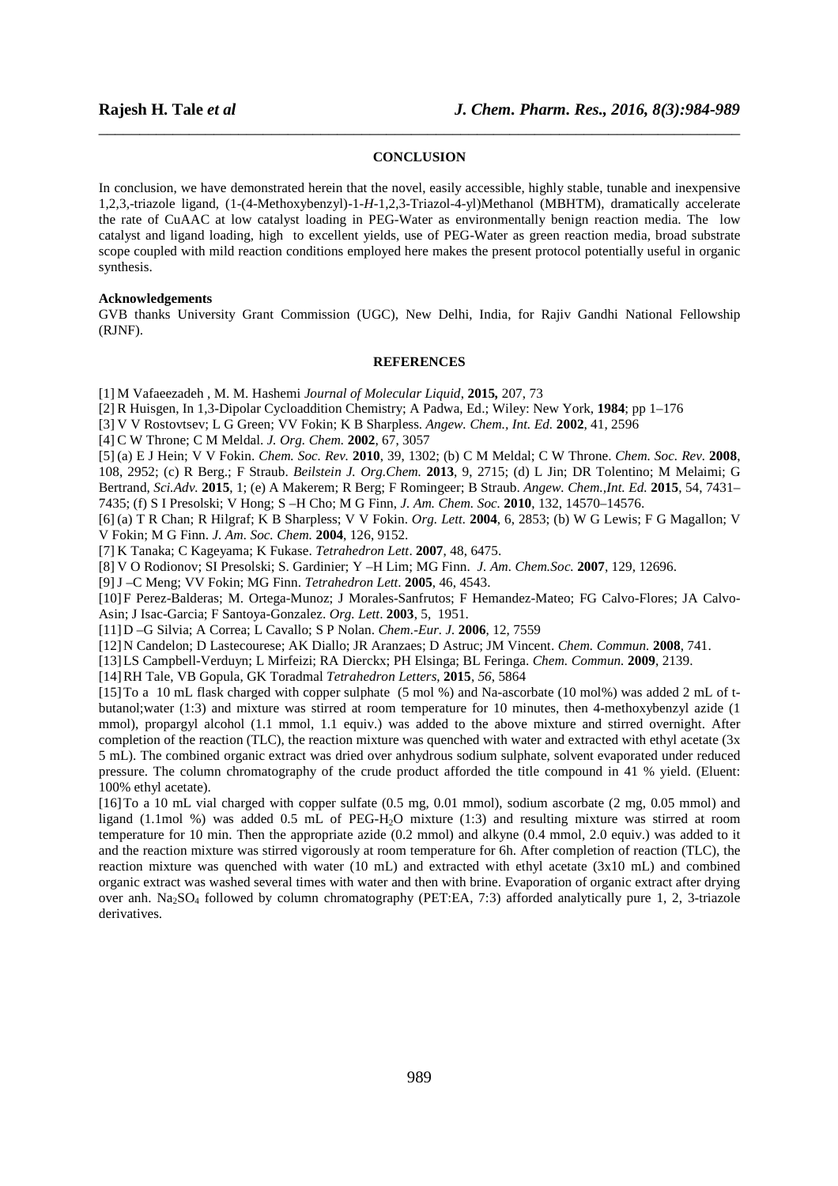## CONCLUSION

In conclusion, we have demonstrated herein that the novel, easily accessible, highly stable, tunable and inexpensive 1,2,3,-triazole ligand, (1-(4-Methoxybenzyl)-1-*H*-1,2,3-Triazol-4-yl)Methanol (MBHTM), dramatically accelerate the rate of CuAAC at low catalyst loading in PEG-Water as environmentally benign reaction media. The low catalyst and ligand loading, high to excellent yields, use of PEG-Water as green reaction media, broad substrate scope coupled with mild reaction conditions employed here makes the present protocol potentially useful in organic synthesis.

### Acknowledgements

GVB thanks University Grant Commission (UGC), New Delhi, India, for Rajiv Gandhi National Fellowship (RJNF).

## REFERENCES

[1] M Vafaeezadeh , M. M. Hashemi *Journal of Molecular Liquid*, **2015,** 207, 73

[2] R Huisgen, In 1,3-Dipolar Cycloaddition Chemistry; A Padwa, Ed.; Wiley: New York, **1984**; pp 1–176

[3] V V Rostovtsev; L G Green; VV Fokin; K B Sharpless. *Angew. Chem., Int. Ed.* **2002**, 41, 2596

[4] C W Throne; C M Meldal. *J. Org. Chem.* **2002**, 67, 3057

[5] (a) E J Hein; V V Fokin. *Chem. Soc. Rev.* **2010**, 39, 1302; (b) C M Meldal; C W Throne. *Chem. Soc. Rev.* **2008**, 108, 2952; (c) R Berg.; F Straub. *Beilstein J. Org.Chem.* **2013**, 9, 2715; (d) L Jin; DR Tolentino; M Melaimi; G Bertrand, *Sci.Adv.* **2015**, 1; (e) A Makerem; R Berg; F Romingeer; B Straub. *Angew. Chem.,Int. Ed.* **2015**, 54, 7431–7435; (f) S I Presolski; V Hong; S –H Cho; M G Finn, *J. Am. Chem. Soc.* **2010**, 132, 14570–14576.

[6] (a) T R Chan; R Hilgraf; K B Sharpless; V V Fokin. *Org. Lett.* **2004**, 6, 2853; (b) W G Lewis; F G Magallon; V V Fokin; M G Finn. *J. Am. Soc. Chem.* **2004**, 126, 9152.

[7] K Tanaka; C Kageyama; K Fukase. *Tetrahedron Lett*. **2007**, 48, 6475.

[8] V O Rodionov; SI Presolski; S. Gardinier; Y –H Lim; MG Finn. *J. Am. Chem.Soc.* **2007**, 129, 12696.

[9] J –C Meng; VV Fokin; MG Finn. *Tetrahedron Lett.* **2005**, 46, 4543.

[10] F Perez-Balderas; M. Ortega-Munoz; J Morales-Sanfrutos; F Hemandez-Mateo; FG Calvo-Flores; JA Calvo-Asin; J Isac-Garcia; F Santoya-Gonzalez. *Org. Lett*. **2003**, 5, 1951.

[11] D –G Silvia; A Correa; L Cavallo; S P Nolan. *Chem.-Eur. J.* **2006**, 12, 7559

[12] N Candelon; D Lastecourese; AK Diallo; JR Aranzaes; D Astruc; JM Vincent. *Chem. Commun.* **2008**, 741.

[13] LS Campbell-Verduyn; L Mirfeizi; RA Dierckx; PH Elsinga; BL Feringa. *Chem. Commun.* **2009**, 2139.

[14] RH Tale, VB Gopula, GK Toradmal *Tetrahedron Letters*, **2015**, *56*, 5864

[15] To a 10 mL flask charged with copper sulphate (5 mol %) and Na-ascorbate (10 mol%) was added 2 mL of t-butanol;water (1:3) and mixture was stirred at room temperature for 10 minutes, then 4-methoxybenzyl azide (1 mmol), propargyl alcohol (1.1 mmol, 1.1 equiv.) was added to the above mixture and stirred overnight. After completion of the reaction (TLC), the reaction mixture was quenched with water and extracted with ethyl acetate (3x 5 mL). The combined organic extract was dried over anhydrous sodium sulphate, solvent evaporated under reduced pressure. The column chromatography of the crude product afforded the title compound in 41 % yield. (Eluent: 100% ethyl acetate).

[16] To a 10 mL vial charged with copper sulfate (0.5 mg, 0.01 mmol), sodium ascorbate (2 mg, 0.05 mmol) and ligand (1.1mol %) was added 0.5 mL of PEG-$H_2O$ mixture (1:3) and resulting mixture was stirred at room temperature for 10 min. Then the appropriate azide (0.2 mmol) and alkyne (0.4 mmol, 2.0 equiv.) was added to it and the reaction mixture was stirred vigorously at room temperature for 6h. After completion of reaction (TLC), the reaction mixture was quenched with water (10 mL) and extracted with ethyl acetate (3x10 mL) and combined organic extract was washed several times with water and then with brine. Evaporation of organic extract after drying over anh. $Na_2SO_4$ followed by column chromatography (PET:EA, 7:3) afforded analytically pure 1, 2, 3-triazole derivatives.